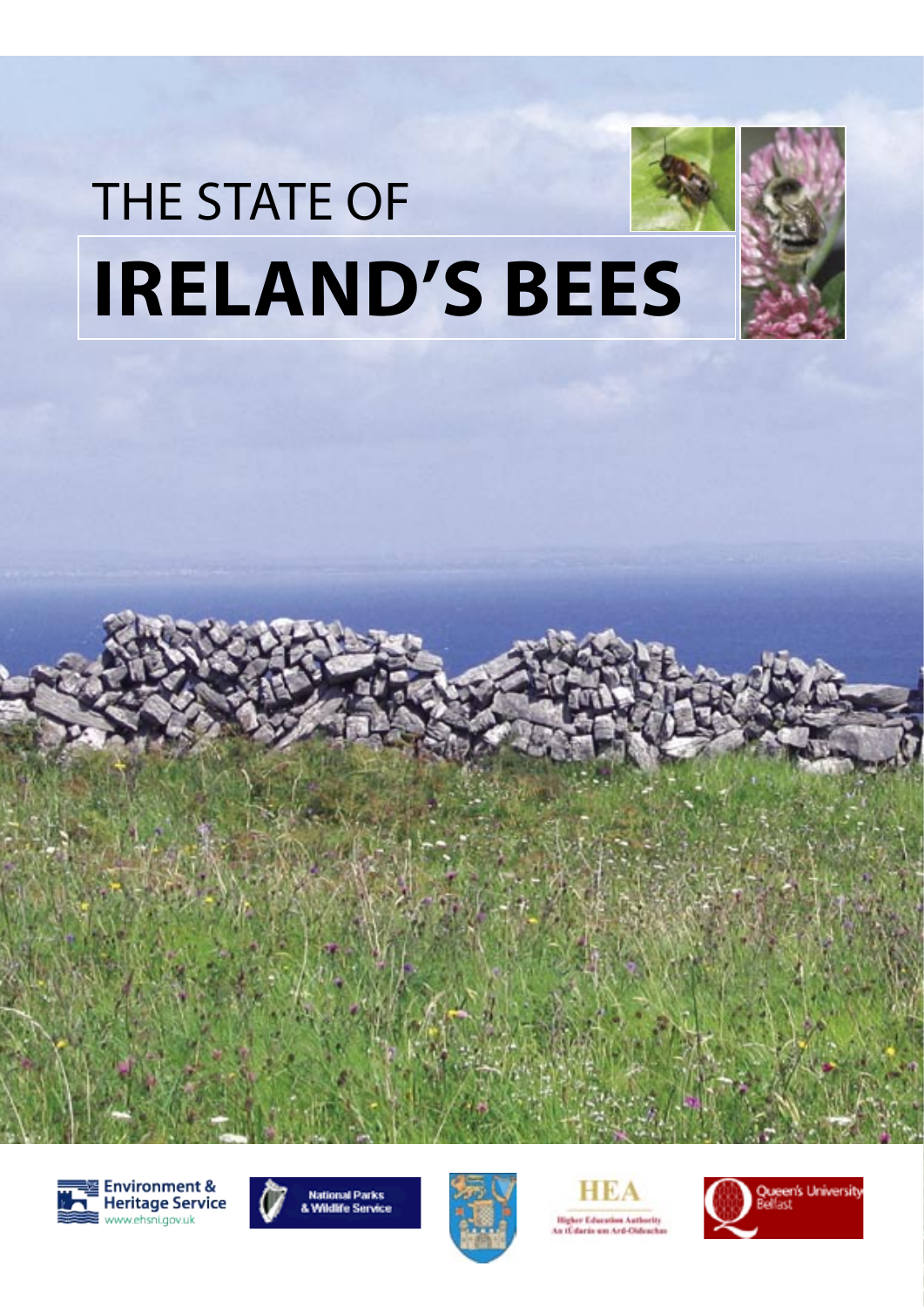# THE STATE OF
# IRELAND'S BEES

Environment & Heritage Service
www.ehsni.gov.uk

National Parks & Wildlife Service

HEA
Higher Education Authority
An tÚdarás um Ard-Oideachas

Queen's University Belfast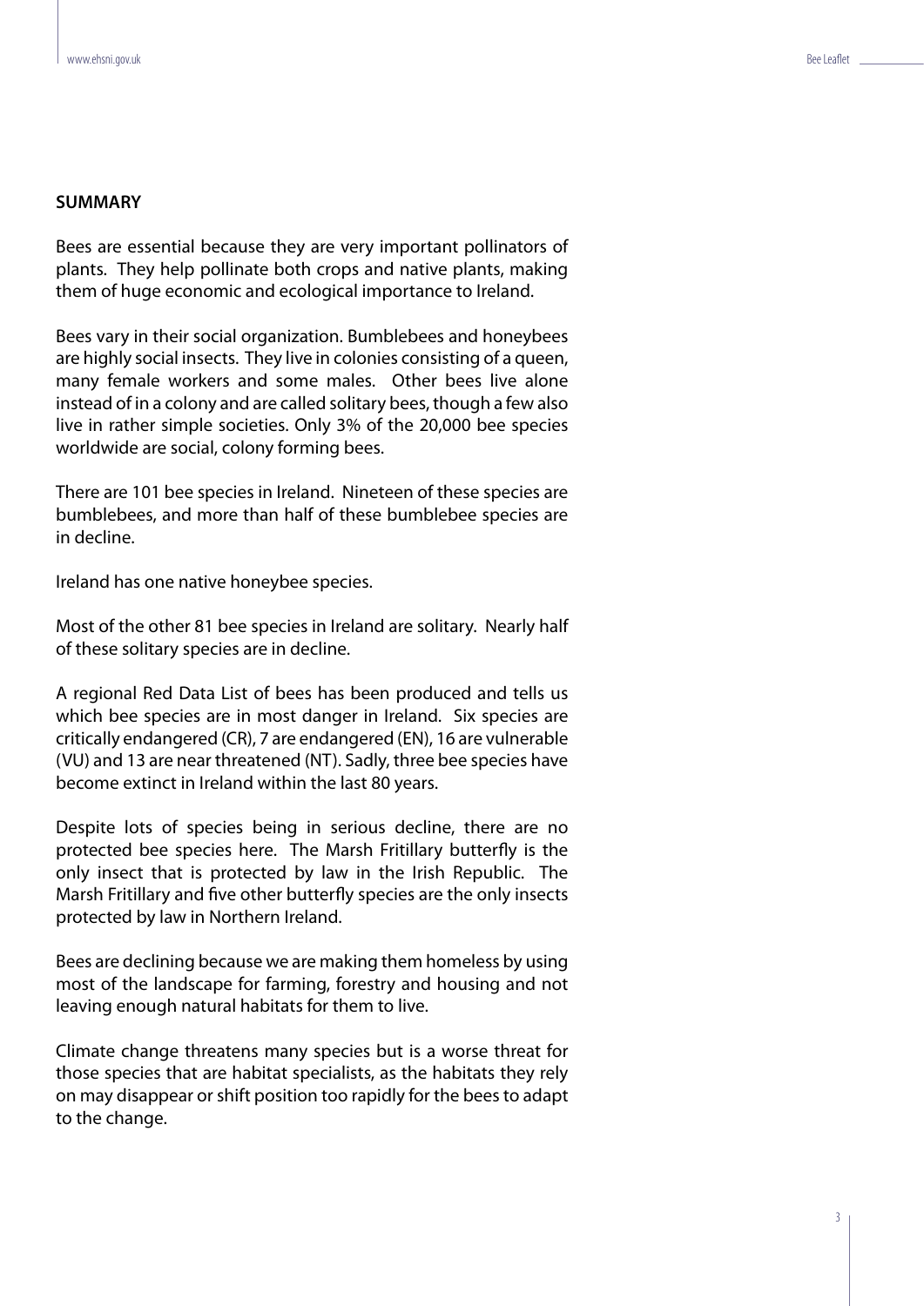**SUMMARY**

Bees are essential because they are very important pollinators of plants. They help pollinate both crops and native plants, making them of huge economic and ecological importance to Ireland.

Bees vary in their social organization. Bumblebees and honeybees are highly social insects. They live in colonies consisting of a queen, many female workers and some males. Other bees live alone instead of in a colony and are called solitary bees, though a few also live in rather simple societies. Only 3% of the 20,000 bee species worldwide are social, colony forming bees.

There are 101 bee species in Ireland. Nineteen of these species are bumblebees, and more than half of these bumblebee species are in decline.

Ireland has one native honeybee species.

Most of the other 81 bee species in Ireland are solitary. Nearly half of these solitary species are in decline.

A regional Red Data List of bees has been produced and tells us which bee species are in most danger in Ireland. Six species are critically endangered (CR), 7 are endangered (EN), 16 are vulnerable (VU) and 13 are near threatened (NT). Sadly, three bee species have become extinct in Ireland within the last 80 years.

Despite lots of species being in serious decline, there are no protected bee species here. The Marsh Fritillary butterfly is the only insect that is protected by law in the Irish Republic. The Marsh Fritillary and five other butterfly species are the only insects protected by law in Northern Ireland.

Bees are declining because we are making them homeless by using most of the landscape for farming, forestry and housing and not leaving enough natural habitats for them to live.

Climate change threatens many species but is a worse threat for those species that are habitat specialists, as the habitats they rely on may disappear or shift position too rapidly for the bees to adapt to the change.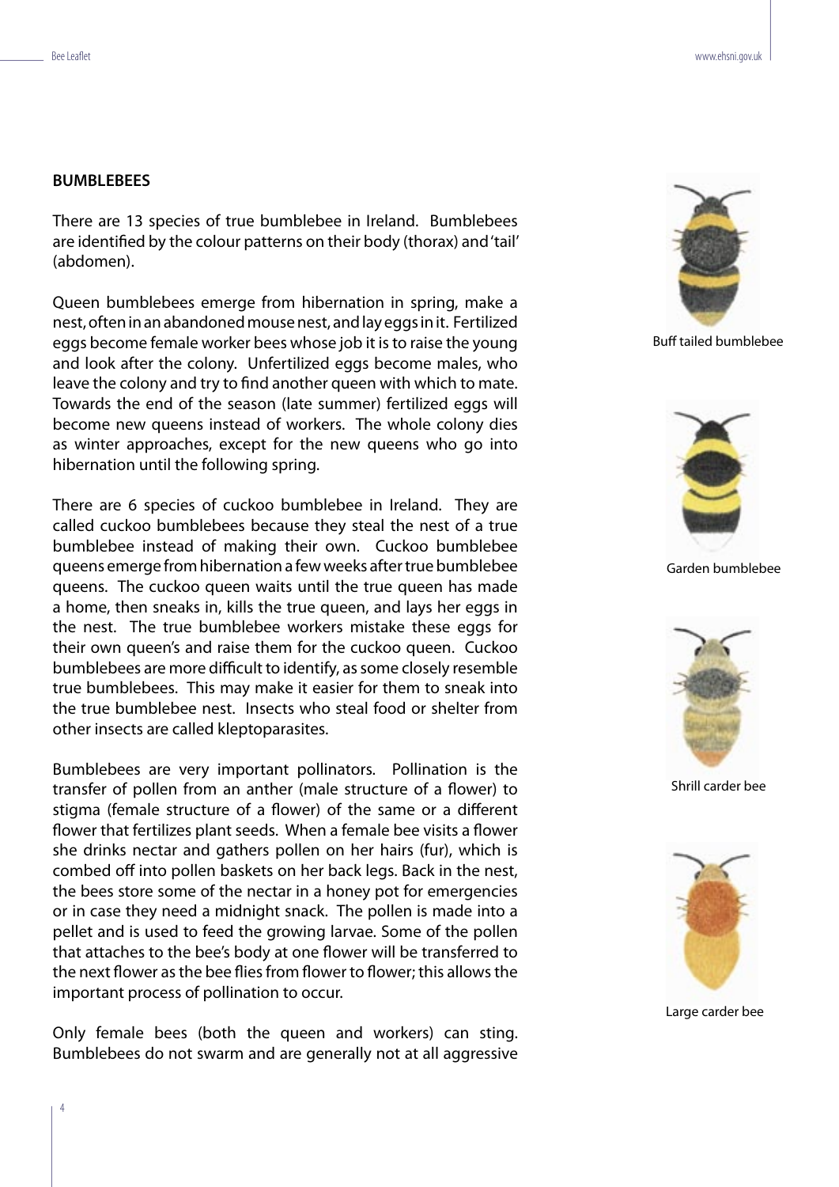## BUMBLEBEES

There are 13 species of true bumblebee in Ireland. Bumblebees are identified by the colour patterns on their body (thorax) and 'tail' (abdomen).

Queen bumblebees emerge from hibernation in spring, make a nest, often in an abandoned mouse nest, and lay eggs in it. Fertilized eggs become female worker bees whose job it is to raise the young and look after the colony. Unfertilized eggs become males, who leave the colony and try to find another queen with which to mate. Towards the end of the season (late summer) fertilized eggs will become new queens instead of workers. The whole colony dies as winter approaches, except for the new queens who go into hibernation until the following spring.

There are 6 species of cuckoo bumblebee in Ireland. They are called cuckoo bumblebees because they steal the nest of a true bumblebee instead of making their own. Cuckoo bumblebee queens emerge from hibernation a few weeks after true bumblebee queens. The cuckoo queen waits until the true queen has made a home, then sneaks in, kills the true queen, and lays her eggs in the nest. The true bumblebee workers mistake these eggs for their own queen's and raise them for the cuckoo queen. Cuckoo bumblebees are more difficult to identify, as some closely resemble true bumblebees. This may make it easier for them to sneak into the true bumblebee nest. Insects who steal food or shelter from other insects are called kleptoparasites.

Bumblebees are very important pollinators. Pollination is the transfer of pollen from an anther (male structure of a flower) to stigma (female structure of a flower) of the same or a different flower that fertilizes plant seeds. When a female bee visits a flower she drinks nectar and gathers pollen on her hairs (fur), which is combed off into pollen baskets on her back legs. Back in the nest, the bees store some of the nectar in a honey pot for emergencies or in case they need a midnight snack. The pollen is made into a pellet and is used to feed the growing larvae. Some of the pollen that attaches to the bee's body at one flower will be transferred to the next flower as the bee flies from flower to flower; this allows the important process of pollination to occur.

Only female bees (both the queen and workers) can sting. Bumblebees do not swarm and are generally not at all aggressive

Buff tailed bumblebee

Garden bumblebee

Shrill carder bee

Large carder bee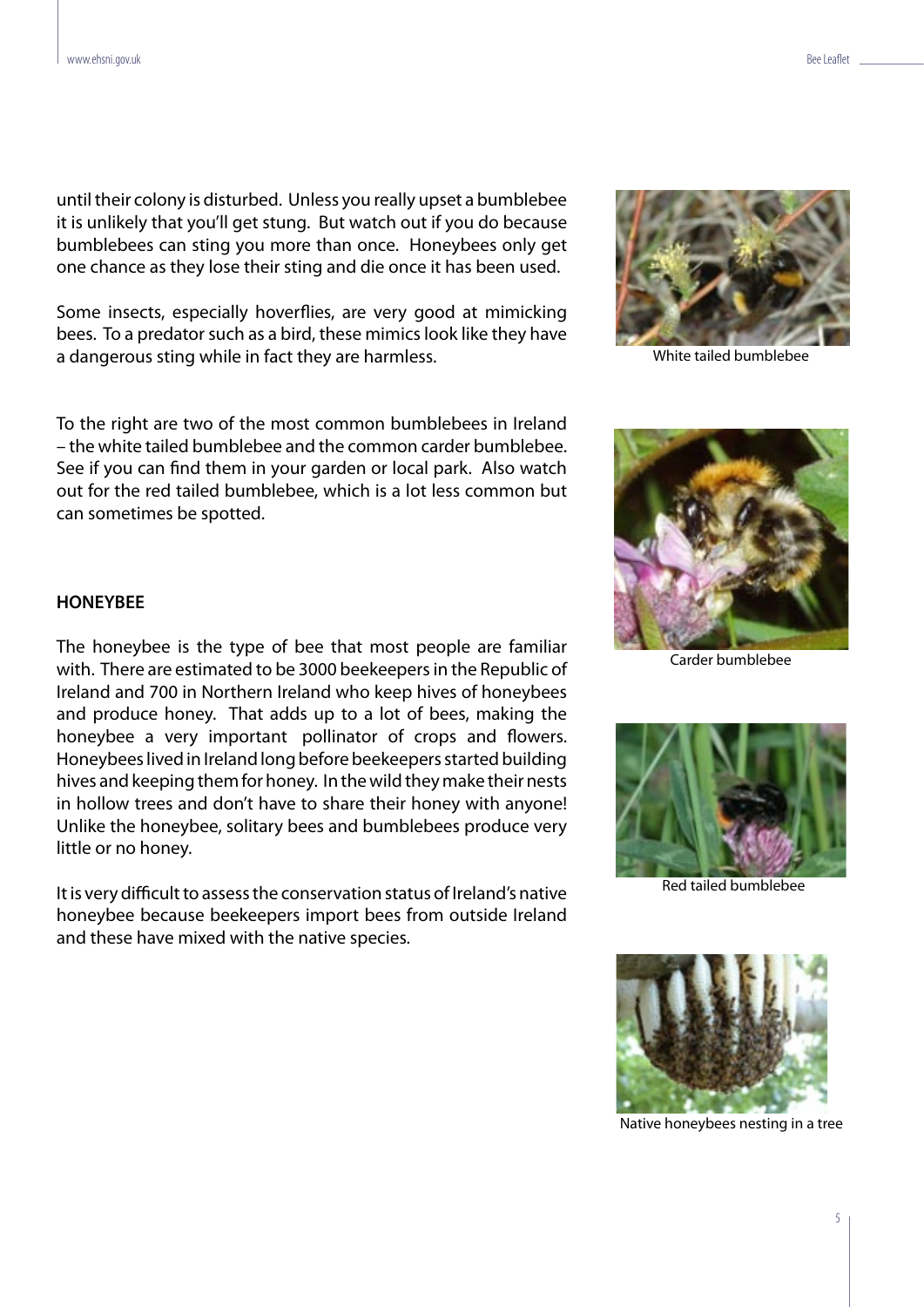until their colony is disturbed. Unless you really upset a bumblebee it is unlikely that you'll get stung. But watch out if you do because bumblebees can sting you more than once. Honeybees only get one chance as they lose their sting and die once it has been used.

Some insects, especially hoverflies, are very good at mimicking bees. To a predator such as a bird, these mimics look like they have a dangerous sting while in fact they are harmless.

To the right are two of the most common bumblebees in Ireland – the white tailed bumblebee and the common carder bumblebee. See if you can find them in your garden or local park. Also watch out for the red tailed bumblebee, which is a lot less common but can sometimes be spotted.

White tailed bumblebee

Carder bumblebee

Red tailed bumblebee

## HONEYBEE

The honeybee is the type of bee that most people are familiar with. There are estimated to be 3000 beekeepers in the Republic of Ireland and 700 in Northern Ireland who keep hives of honeybees and produce honey. That adds up to a lot of bees, making the honeybee a very important pollinator of crops and flowers. Honeybees lived in Ireland long before beekeepers started building hives and keeping them for honey. In the wild they make their nests in hollow trees and don't have to share their honey with anyone! Unlike the honeybee, solitary bees and bumblebees produce very little or no honey.

It is very difficult to assess the conservation status of Ireland's native honeybee because beekeepers import bees from outside Ireland and these have mixed with the native species.

Native honeybees nesting in a tree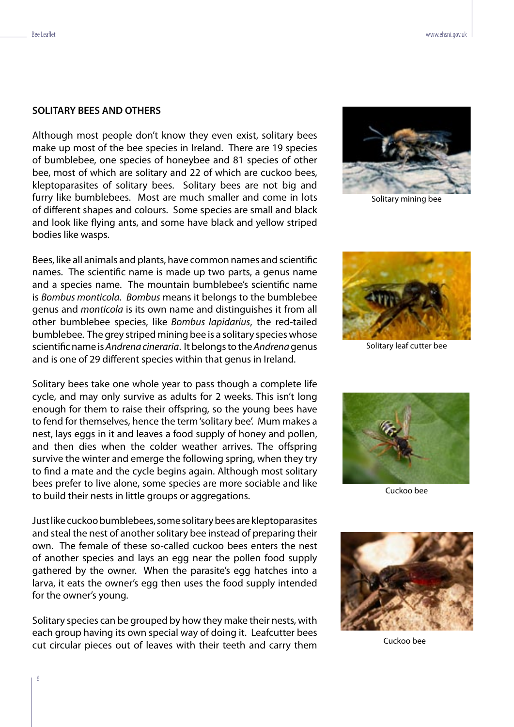## SOLITARY BEES AND OTHERS

Although most people don't know they even exist, solitary bees make up most of the bee species in Ireland. There are 19 species of bumblebee, one species of honeybee and 81 species of other bee, most of which are solitary and 22 of which are cuckoo bees, kleptoparasites of solitary bees. Solitary bees are not big and furry like bumblebees. Most are much smaller and come in lots of different shapes and colours. Some species are small and black and look like flying ants, and some have black and yellow striped bodies like wasps.

Bees, like all animals and plants, have common names and scientific names. The scientific name is made up two parts, a genus name and a species name. The mountain bumblebee's scientific name is *Bombus monticola*. *Bombus* means it belongs to the bumblebee genus and *monticola* is its own name and distinguishes it from all other bumblebee species, like *Bombus lapidarius*, the red-tailed bumblebee. The grey striped mining bee is a solitary species whose scientific name is *Andrena cineraria*. It belongs to the *Andrena* genus and is one of 29 different species within that genus in Ireland.

Solitary bees take one whole year to pass though a complete life cycle, and may only survive as adults for 2 weeks. This isn't long enough for them to raise their offspring, so the young bees have to fend for themselves, hence the term 'solitary bee'. Mum makes a nest, lays eggs in it and leaves a food supply of honey and pollen, and then dies when the colder weather arrives. The offspring survive the winter and emerge the following spring, when they try to find a mate and the cycle begins again. Although most solitary bees prefer to live alone, some species are more sociable and like to build their nests in little groups or aggregations.

Just like cuckoo bumblebees, some solitary bees are kleptoparasites and steal the nest of another solitary bee instead of preparing their own. The female of these so-called cuckoo bees enters the nest of another species and lays an egg near the pollen food supply gathered by the owner. When the parasite's egg hatches into a larva, it eats the owner's egg then uses the food supply intended for the owner's young.

Solitary species can be grouped by how they make their nests, with each group having its own special way of doing it. Leafcutter bees cut circular pieces out of leaves with their teeth and carry them

Solitary mining bee

Solitary leaf cutter bee

Cuckoo bee

Cuckoo bee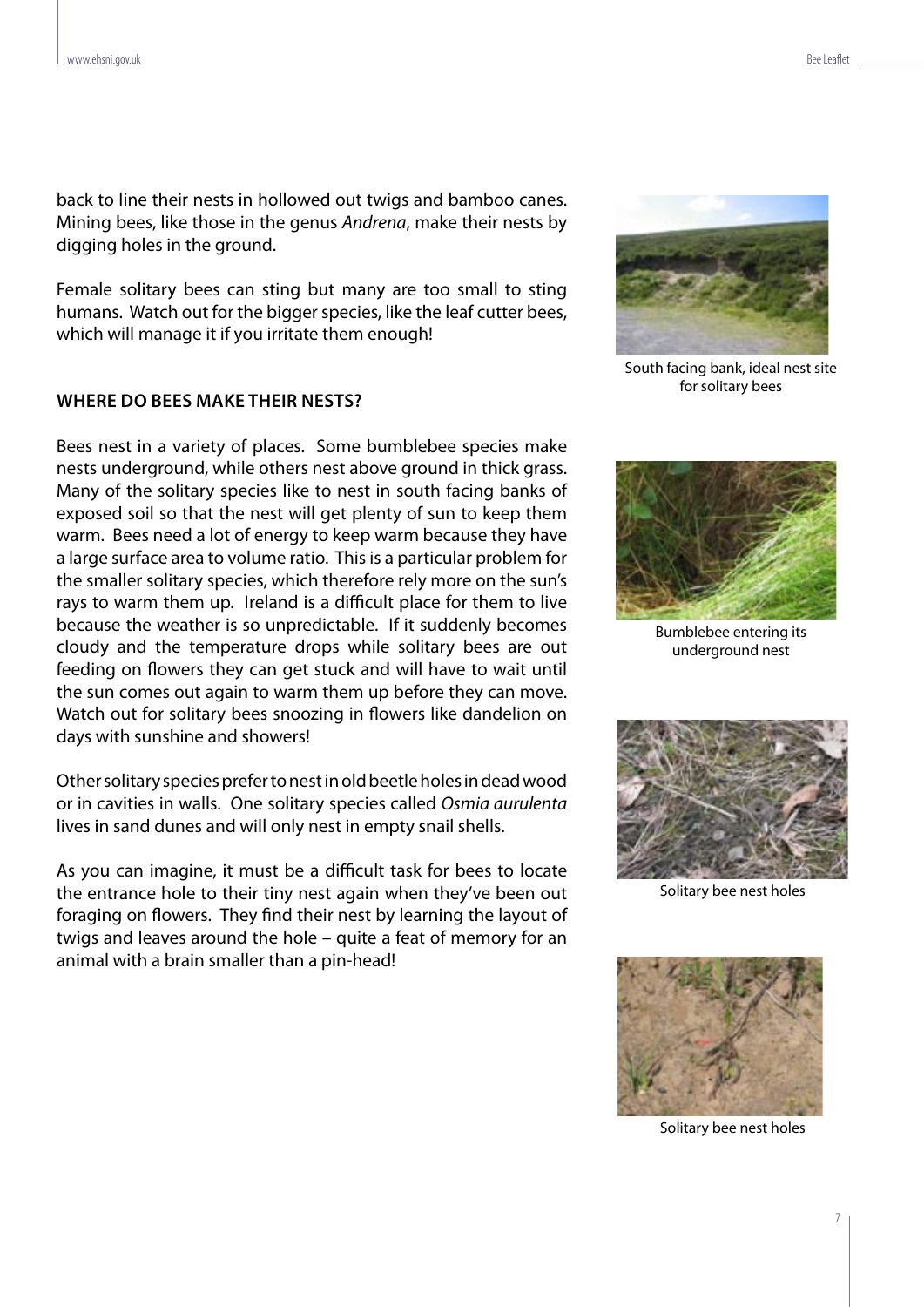back to line their nests in hollowed out twigs and bamboo canes. Mining bees, like those in the genus *Andrena*, make their nests by digging holes in the ground.

Female solitary bees can sting but many are too small to sting humans. Watch out for the bigger species, like the leaf cutter bees, which will manage it if you irritate them enough!

South facing bank, ideal nest site for solitary bees

## WHERE DO BEES MAKE THEIR NESTS?

Bees nest in a variety of places. Some bumblebee species make nests underground, while others nest above ground in thick grass. Many of the solitary species like to nest in south facing banks of exposed soil so that the nest will get plenty of sun to keep them warm. Bees need a lot of energy to keep warm because they have a large surface area to volume ratio. This is a particular problem for the smaller solitary species, which therefore rely more on the sun's rays to warm them up. Ireland is a difficult place for them to live because the weather is so unpredictable. If it suddenly becomes cloudy and the temperature drops while solitary bees are out feeding on flowers they can get stuck and will have to wait until the sun comes out again to warm them up before they can move. Watch out for solitary bees snoozing in flowers like dandelion on days with sunshine and showers!

Bumblebee entering its underground nest

Other solitary species prefer to nest in old beetle holes in dead wood or in cavities in walls. One solitary species called *Osmia aurulenta* lives in sand dunes and will only nest in empty snail shells.

Solitary bee nest holes

As you can imagine, it must be a difficult task for bees to locate the entrance hole to their tiny nest again when they've been out foraging on flowers. They find their nest by learning the layout of twigs and leaves around the hole – quite a feat of memory for an animal with a brain smaller than a pin-head!

Solitary bee nest holes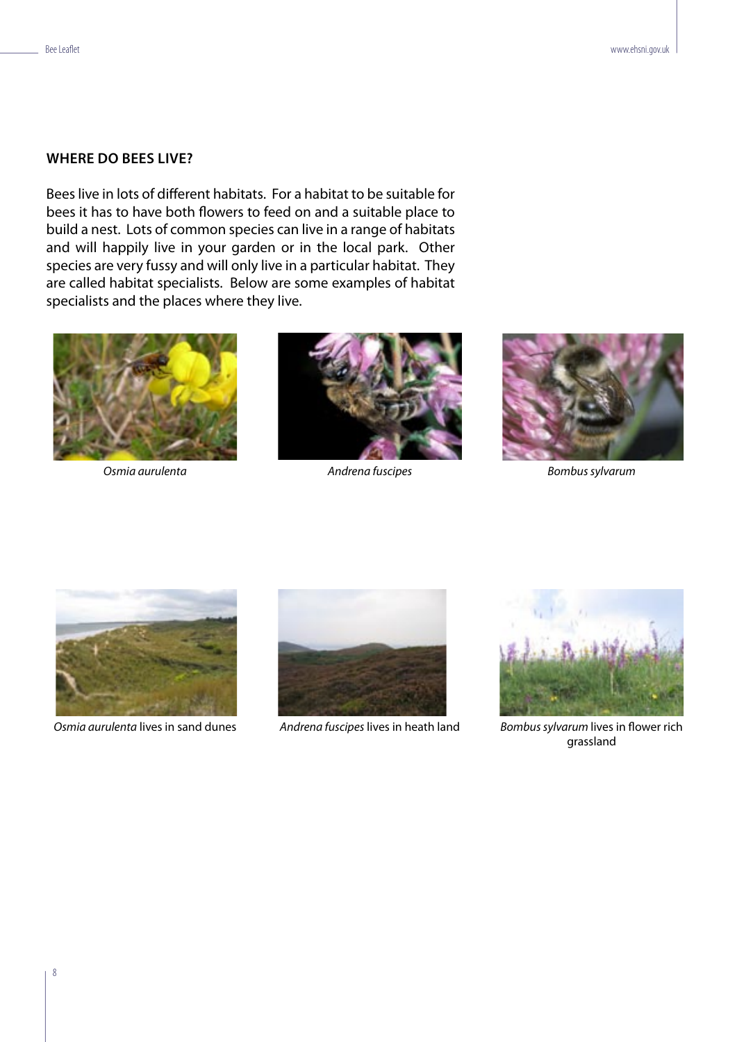## WHERE DO BEES LIVE?

Bees live in lots of different habitats. For a habitat to be suitable for bees it has to have both flowers to feed on and a suitable place to build a nest. Lots of common species can live in a range of habitats and will happily live in your garden or in the local park. Other species are very fussy and will only live in a particular habitat. They are called habitat specialists. Below are some examples of habitat specialists and the places where they live.

*Osmia aurulenta*

*Andrena fuscipes*

*Bombus sylvarum*

*Osmia aurulenta* lives in sand dunes

*Andrena fuscipes* lives in heath land

*Bombus sylvarum* lives in flower rich grassland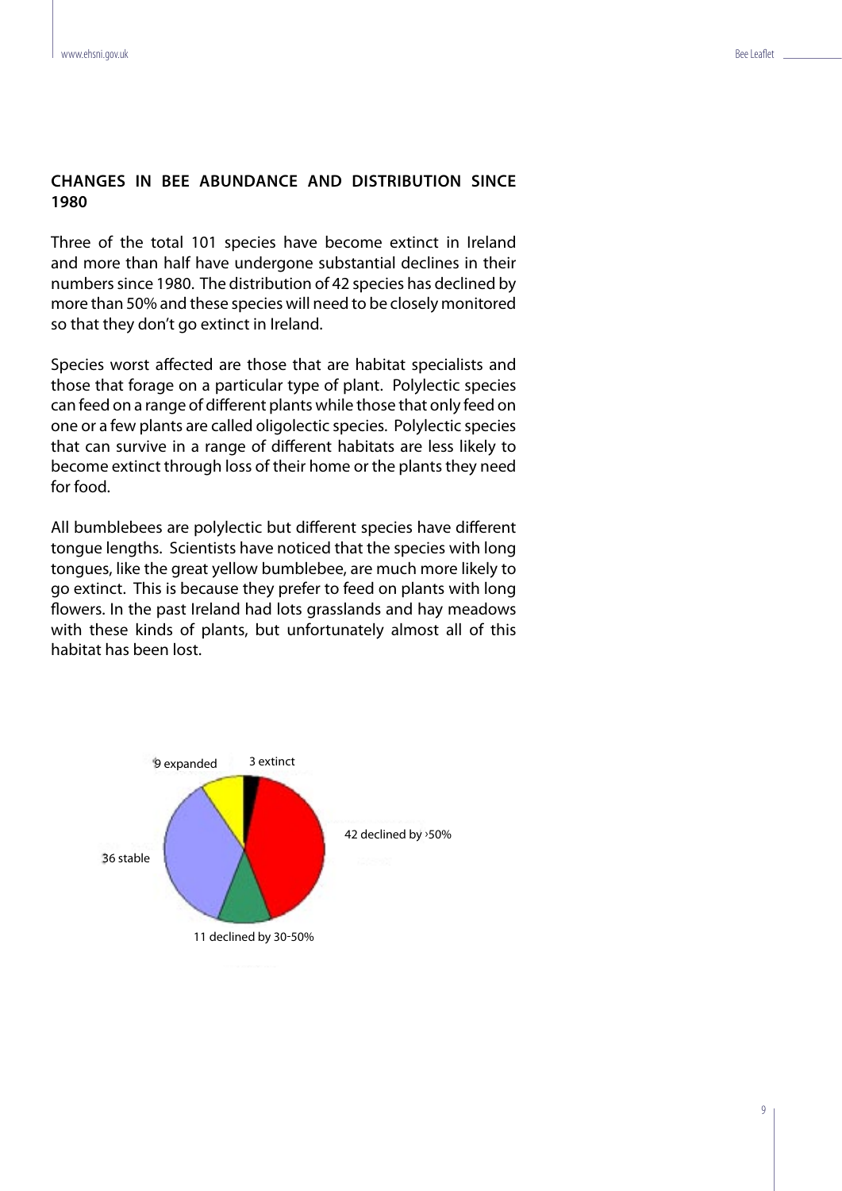## CHANGES IN BEE ABUNDANCE AND DISTRIBUTION SINCE 1980

Three of the total 101 species have become extinct in Ireland and more than half have undergone substantial declines in their numbers since 1980. The distribution of 42 species has declined by more than 50% and these species will need to be closely monitored so that they don't go extinct in Ireland.

Species worst affected are those that are habitat specialists and those that forage on a particular type of plant. Polylectic species can feed on a range of different plants while those that only feed on one or a few plants are called oligolectic species. Polylectic species that can survive in a range of different habitats are less likely to become extinct through loss of their home or the plants they need for food.

All bumblebees are polylectic but different species have different tongue lengths. Scientists have noticed that the species with long tongues, like the great yellow bumblebee, are much more likely to go extinct. This is because they prefer to feed on plants with long flowers. In the past Ireland had lots grasslands and hay meadows with these kinds of plants, but unfortunately almost all of this habitat has been lost.

9 expanded

3 extinct

42 declined by >50%

36 stable

11 declined by 30-50%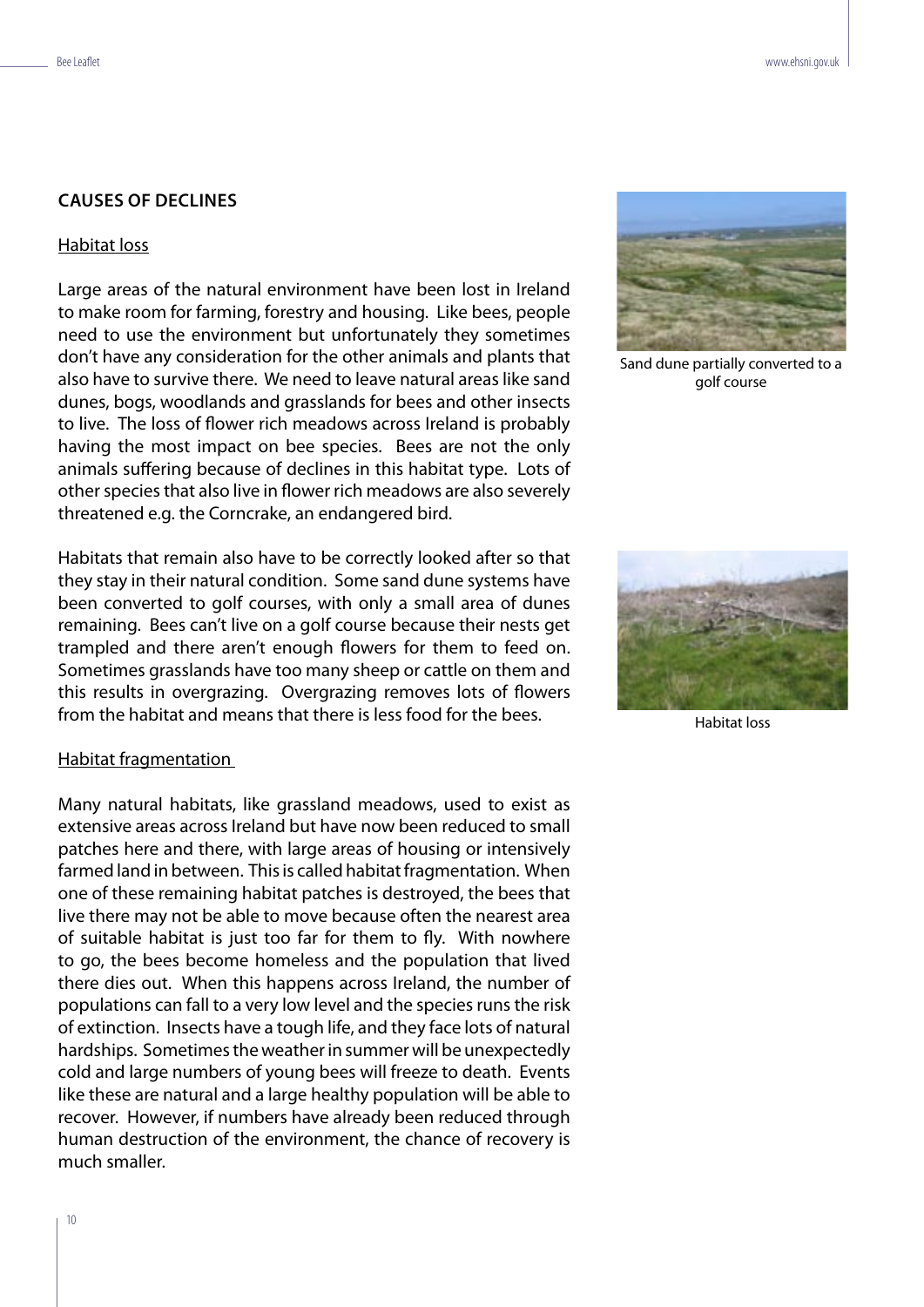## CAUSES OF DECLINES

### Habitat loss

Large areas of the natural environment have been lost in Ireland to make room for farming, forestry and housing. Like bees, people need to use the environment but unfortunately they sometimes don't have any consideration for the other animals and plants that also have to survive there. We need to leave natural areas like sand dunes, bogs, woodlands and grasslands for bees and other insects to live. The loss of flower rich meadows across Ireland is probably having the most impact on bee species. Bees are not the only animals suffering because of declines in this habitat type. Lots of other species that also live in flower rich meadows are also severely threatened e.g. the Corncrake, an endangered bird.

Habitats that remain also have to be correctly looked after so that they stay in their natural condition. Some sand dune systems have been converted to golf courses, with only a small area of dunes remaining. Bees can't live on a golf course because their nests get trampled and there aren't enough flowers for them to feed on. Sometimes grasslands have too many sheep or cattle on them and this results in overgrazing. Overgrazing removes lots of flowers from the habitat and means that there is less food for the bees.

Sand dune partially converted to a golf course

Habitat loss

### Habitat fragmentation

Many natural habitats, like grassland meadows, used to exist as extensive areas across Ireland but have now been reduced to small patches here and there, with large areas of housing or intensively farmed land in between. This is called habitat fragmentation. When one of these remaining habitat patches is destroyed, the bees that live there may not be able to move because often the nearest area of suitable habitat is just too far for them to fly. With nowhere to go, the bees become homeless and the population that lived there dies out. When this happens across Ireland, the number of populations can fall to a very low level and the species runs the risk of extinction. Insects have a tough life, and they face lots of natural hardships. Sometimes the weather in summer will be unexpectedly cold and large numbers of young bees will freeze to death. Events like these are natural and a large healthy population will be able to recover. However, if numbers have already been reduced through human destruction of the environment, the chance of recovery is much smaller.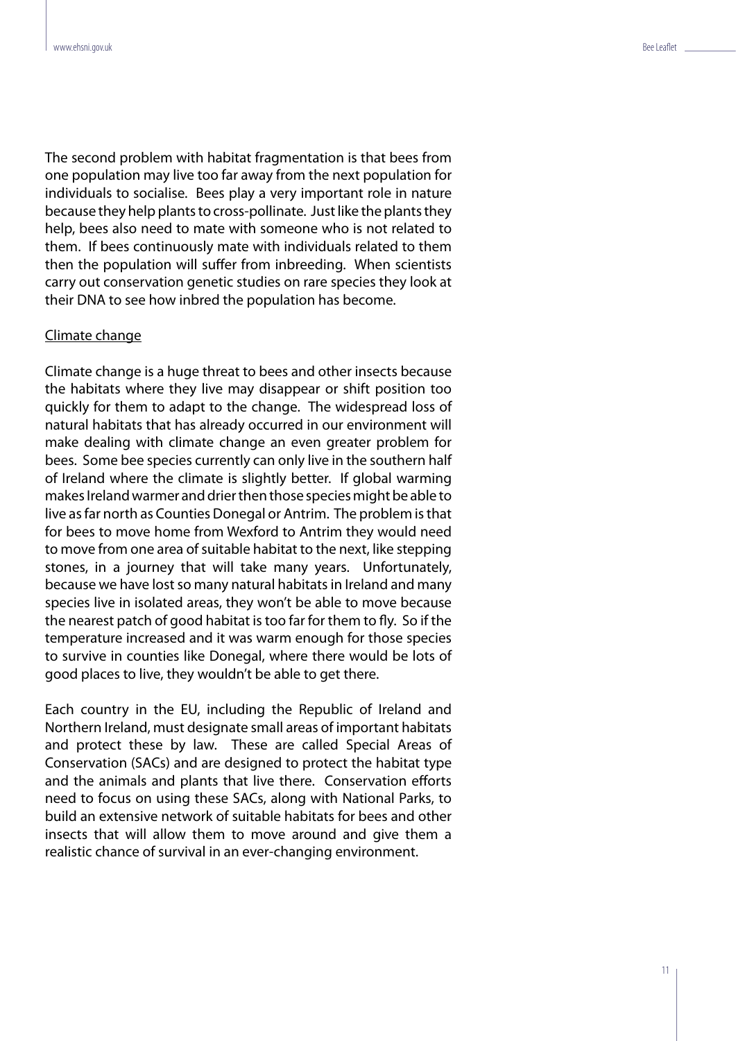The second problem with habitat fragmentation is that bees from one population may live too far away from the next population for individuals to socialise. Bees play a very important role in nature because they help plants to cross-pollinate. Just like the plants they help, bees also need to mate with someone who is not related to them. If bees continuously mate with individuals related to them then the population will suffer from inbreeding. When scientists carry out conservation genetic studies on rare species they look at their DNA to see how inbred the population has become.

## Climate change

Climate change is a huge threat to bees and other insects because the habitats where they live may disappear or shift position too quickly for them to adapt to the change. The widespread loss of natural habitats that has already occurred in our environment will make dealing with climate change an even greater problem for bees. Some bee species currently can only live in the southern half of Ireland where the climate is slightly better. If global warming makes Ireland warmer and drier then those species might be able to live as far north as Counties Donegal or Antrim. The problem is that for bees to move home from Wexford to Antrim they would need to move from one area of suitable habitat to the next, like stepping stones, in a journey that will take many years. Unfortunately, because we have lost so many natural habitats in Ireland and many species live in isolated areas, they won't be able to move because the nearest patch of good habitat is too far for them to fly. So if the temperature increased and it was warm enough for those species to survive in counties like Donegal, where there would be lots of good places to live, they wouldn't be able to get there.

Each country in the EU, including the Republic of Ireland and Northern Ireland, must designate small areas of important habitats and protect these by law. These are called Special Areas of Conservation (SACs) and are designed to protect the habitat type and the animals and plants that live there. Conservation efforts need to focus on using these SACs, along with National Parks, to build an extensive network of suitable habitats for bees and other insects that will allow them to move around and give them a realistic chance of survival in an ever-changing environment.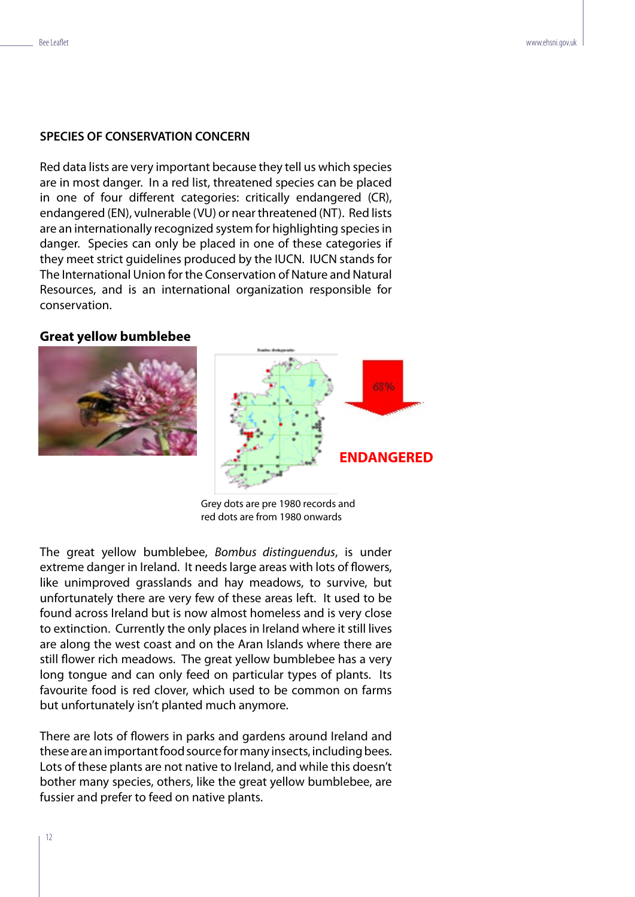## SPECIES OF CONSERVATION CONCERN

Red data lists are very important because they tell us which species are in most danger. In a red list, threatened species can be placed in one of four different categories: critically endangered (CR), endangered (EN), vulnerable (VU) or near threatened (NT). Red lists are an internationally recognized system for highlighting species in danger. Species can only be placed in one of these categories if they meet strict guidelines produced by the IUCN. IUCN stands for The International Union for the Conservation of Nature and Natural Resources, and is an international organization responsible for conservation.

### Great yellow bumblebee

68%

**ENDANGERED**

Grey dots are pre 1980 records and red dots are from 1980 onwards

The great yellow bumblebee, *Bombus distinguendus*, is under extreme danger in Ireland. It needs large areas with lots of flowers, like unimproved grasslands and hay meadows, to survive, but unfortunately there are very few of these areas left. It used to be found across Ireland but is now almost homeless and is very close to extinction. Currently the only places in Ireland where it still lives are along the west coast and on the Aran Islands where there are still flower rich meadows. The great yellow bumblebee has a very long tongue and can only feed on particular types of plants. Its favourite food is red clover, which used to be common on farms but unfortunately isn't planted much anymore.

There are lots of flowers in parks and gardens around Ireland and these are an important food source for many insects, including bees. Lots of these plants are not native to Ireland, and while this doesn't bother many species, others, like the great yellow bumblebee, are fussier and prefer to feed on native plants.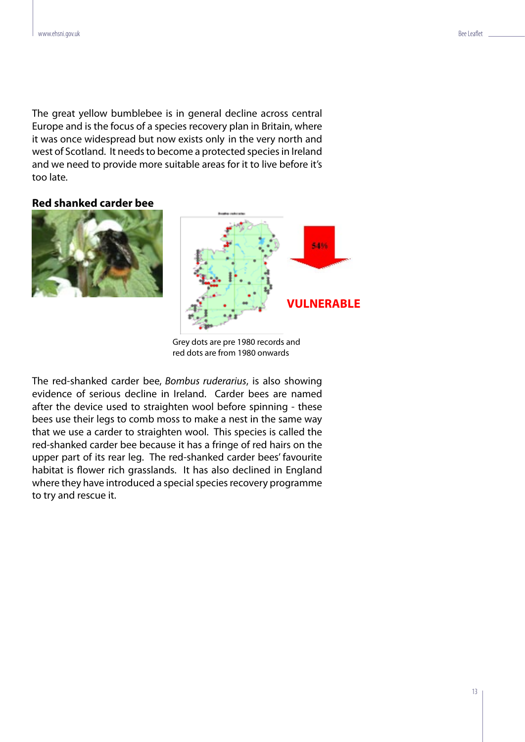The great yellow bumblebee is in general decline across central Europe and is the focus of a species recovery plan in Britain, where it was once widespread but now exists only in the very north and west of Scotland. It needs to become a protected species in Ireland and we need to provide more suitable areas for it to live before it's too late.

### Red shanked carder bee

54%

VULNERABLE

Grey dots are pre 1980 records and red dots are from 1980 onwards

The red-shanked carder bee, *Bombus ruderarius*, is also showing evidence of serious decline in Ireland. Carder bees are named after the device used to straighten wool before spinning - these bees use their legs to comb moss to make a nest in the same way that we use a carder to straighten wool. This species is called the red-shanked carder bee because it has a fringe of red hairs on the upper part of its rear leg. The red-shanked carder bees' favourite habitat is flower rich grasslands. It has also declined in England where they have introduced a special species recovery programme to try and rescue it.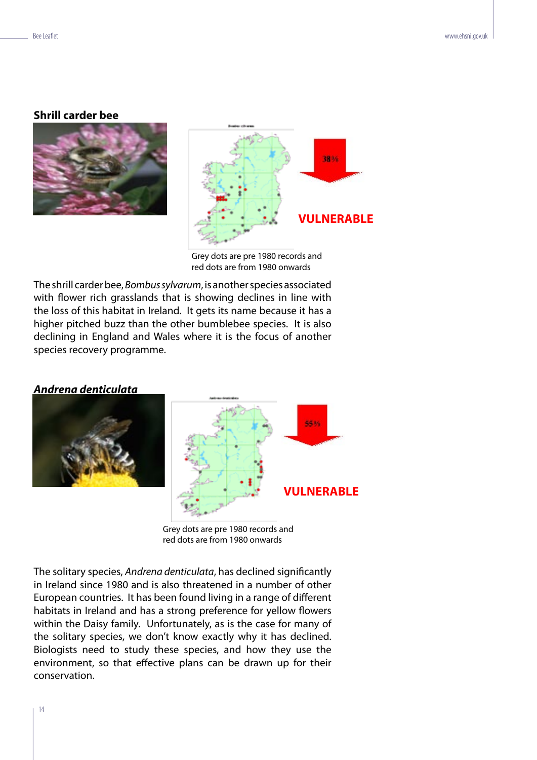## Shrill carder bee

38%

VULNERABLE

Grey dots are pre 1980 records and red dots are from 1980 onwards

The shrill carder bee, *Bombus sylvarum*, is another species associated with flower rich grasslands that is showing declines in line with the loss of this habitat in Ireland. It gets its name because it has a higher pitched buzz than the other bumblebee species. It is also declining in England and Wales where it is the focus of another species recovery programme.

## *Andrena denticulata*

55%

VULNERABLE

Grey dots are pre 1980 records and red dots are from 1980 onwards

The solitary species, *Andrena denticulata*, has declined significantly in Ireland since 1980 and is also threatened in a number of other European countries. It has been found living in a range of different habitats in Ireland and has a strong preference for yellow flowers within the Daisy family. Unfortunately, as is the case for many of the solitary species, we don't know exactly why it has declined. Biologists need to study these species, and how they use the environment, so that effective plans can be drawn up for their conservation.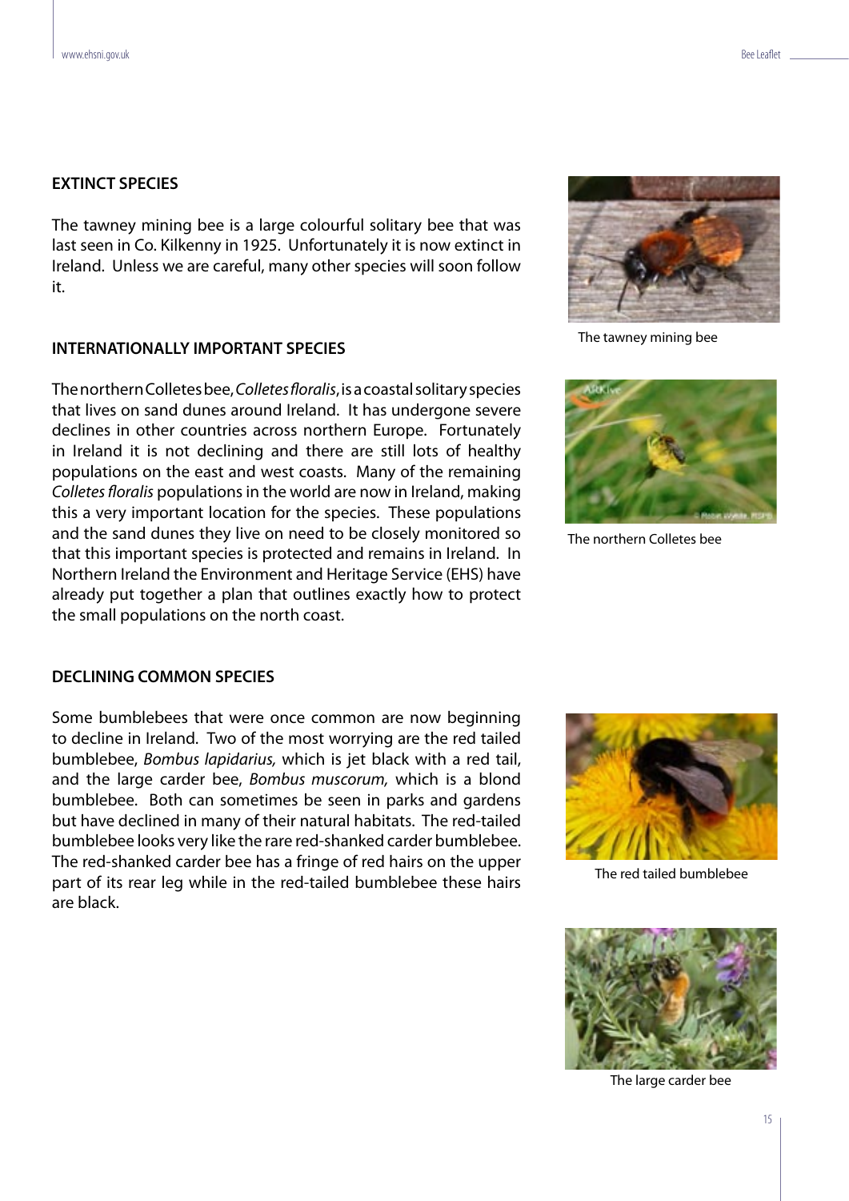## EXTINCT SPECIES

The tawney mining bee is a large colourful solitary bee that was last seen in Co. Kilkenny in 1925. Unfortunately it is now extinct in Ireland. Unless we are careful, many other species will soon follow it.

The tawney mining bee

## INTERNATIONALLY IMPORTANT SPECIES

The northern Colletes bee, *Colletes floralis*, is a coastal solitary species that lives on sand dunes around Ireland. It has undergone severe declines in other countries across northern Europe. Fortunately in Ireland it is not declining and there are still lots of healthy populations on the east and west coasts. Many of the remaining *Colletes floralis* populations in the world are now in Ireland, making this a very important location for the species. These populations and the sand dunes they live on need to be closely monitored so that this important species is protected and remains in Ireland. In Northern Ireland the Environment and Heritage Service (EHS) have already put together a plan that outlines exactly how to protect the small populations on the north coast.

The northern Colletes bee

## DECLINING COMMON SPECIES

Some bumblebees that were once common are now beginning to decline in Ireland. Two of the most worrying are the red tailed bumblebee, *Bombus lapidarius,* which is jet black with a red tail, and the large carder bee, *Bombus muscorum,* which is a blond bumblebee. Both can sometimes be seen in parks and gardens but have declined in many of their natural habitats. The red-tailed bumblebee looks very like the rare red-shanked carder bumblebee. The red-shanked carder bee has a fringe of red hairs on the upper part of its rear leg while in the red-tailed bumblebee these hairs are black.

The red tailed bumblebee

The large carder bee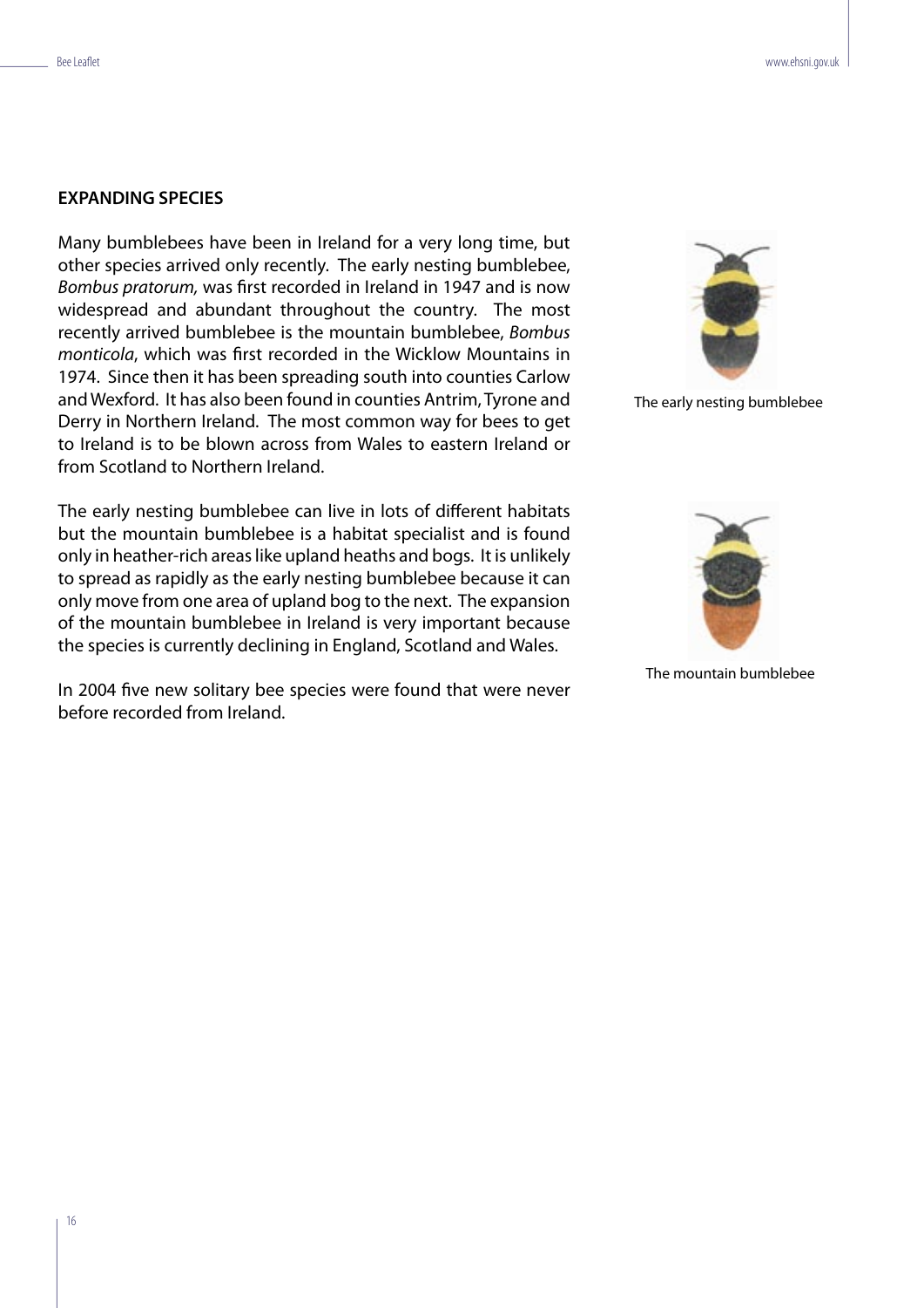## EXPANDING SPECIES

Many bumblebees have been in Ireland for a very long time, but other species arrived only recently. The early nesting bumblebee, *Bombus pratorum,* was first recorded in Ireland in 1947 and is now widespread and abundant throughout the country. The most recently arrived bumblebee is the mountain bumblebee, *Bombus monticola*, which was first recorded in the Wicklow Mountains in 1974. Since then it has been spreading south into counties Carlow and Wexford. It has also been found in counties Antrim, Tyrone and Derry in Northern Ireland. The most common way for bees to get to Ireland is to be blown across from Wales to eastern Ireland or from Scotland to Northern Ireland.

The early nesting bumblebee

The early nesting bumblebee can live in lots of different habitats but the mountain bumblebee is a habitat specialist and is found only in heather-rich areas like upland heaths and bogs. It is unlikely to spread as rapidly as the early nesting bumblebee because it can only move from one area of upland bog to the next. The expansion of the mountain bumblebee in Ireland is very important because the species is currently declining in England, Scotland and Wales.

The mountain bumblebee

In 2004 five new solitary bee species were found that were never before recorded from Ireland.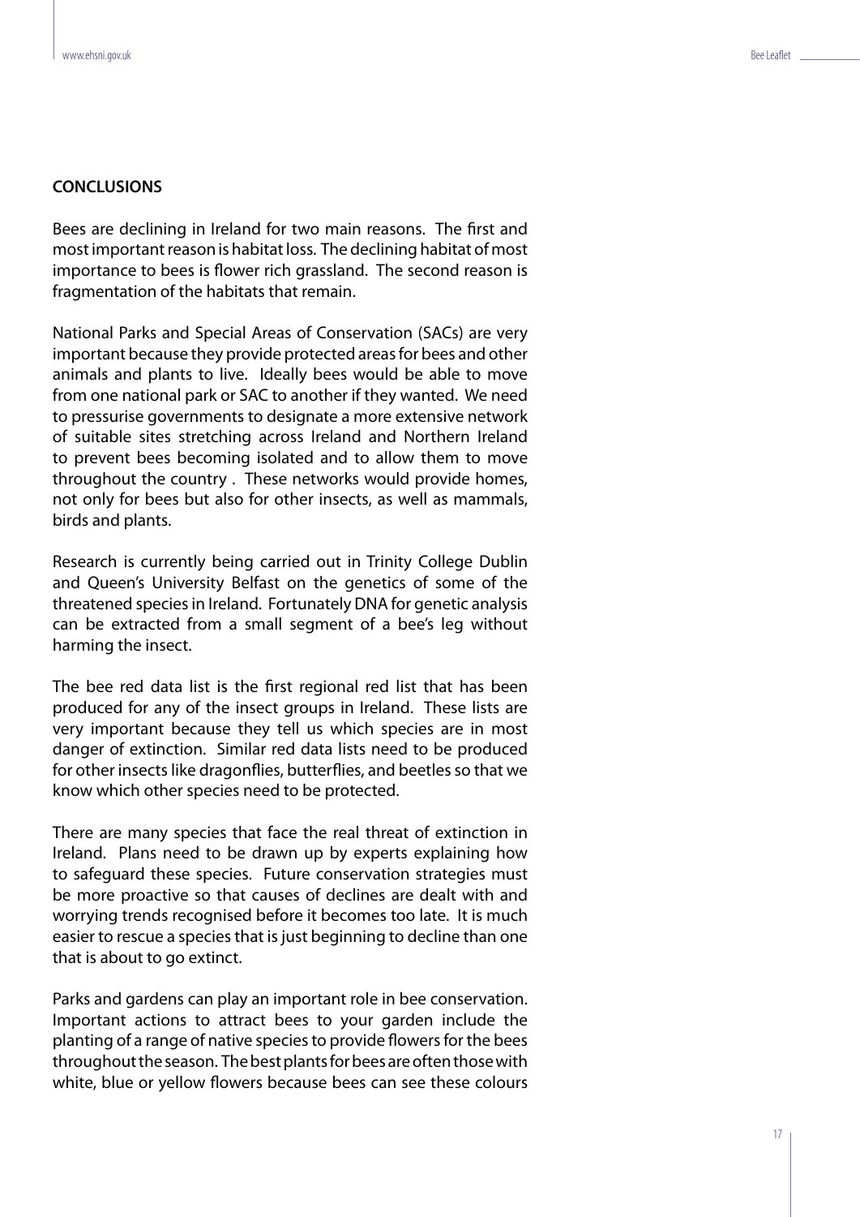**CONCLUSIONS**

Bees are declining in Ireland for two main reasons. The first and most important reason is habitat loss. The declining habitat of most importance to bees is flower rich grassland. The second reason is fragmentation of the habitats that remain.

National Parks and Special Areas of Conservation (SACs) are very important because they provide protected areas for bees and other animals and plants to live. Ideally bees would be able to move from one national park or SAC to another if they wanted. We need to pressurise governments to designate a more extensive network of suitable sites stretching across Ireland and Northern Ireland to prevent bees becoming isolated and to allow them to move throughout the country . These networks would provide homes, not only for bees but also for other insects, as well as mammals, birds and plants.

Research is currently being carried out in Trinity College Dublin and Queen's University Belfast on the genetics of some of the threatened species in Ireland. Fortunately DNA for genetic analysis can be extracted from a small segment of a bee's leg without harming the insect.

The bee red data list is the first regional red list that has been produced for any of the insect groups in Ireland. These lists are very important because they tell us which species are in most danger of extinction. Similar red data lists need to be produced for other insects like dragonflies, butterflies, and beetles so that we know which other species need to be protected.

There are many species that face the real threat of extinction in Ireland. Plans need to be drawn up by experts explaining how to safeguard these species. Future conservation strategies must be more proactive so that causes of declines are dealt with and worrying trends recognised before it becomes too late. It is much easier to rescue a species that is just beginning to decline than one that is about to go extinct.

Parks and gardens can play an important role in bee conservation. Important actions to attract bees to your garden include the planting of a range of native species to provide flowers for the bees throughout the season. The best plants for bees are often those with white, blue or yellow flowers because bees can see these colours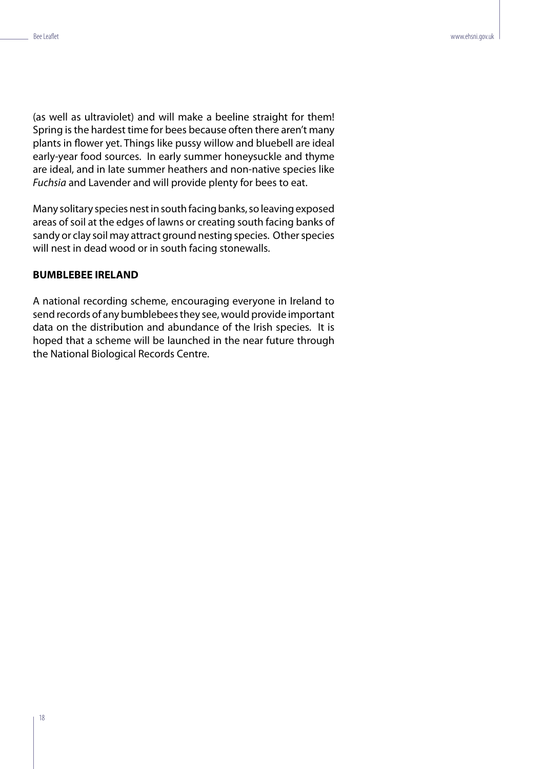(as well as ultraviolet) and will make a beeline straight for them! Spring is the hardest time for bees because often there aren't many plants in flower yet. Things like pussy willow and bluebell are ideal early-year food sources. In early summer honeysuckle and thyme are ideal, and in late summer heathers and non-native species like *Fuchsia* and Lavender and will provide plenty for bees to eat.

Many solitary species nest in south facing banks, so leaving exposed areas of soil at the edges of lawns or creating south facing banks of sandy or clay soil may attract ground nesting species. Other species will nest in dead wood or in south facing stonewalls.

**BUMBLEBEE IRELAND**

A national recording scheme, encouraging everyone in Ireland to send records of any bumblebees they see, would provide important data on the distribution and abundance of the Irish species. It is hoped that a scheme will be launched in the near future through the National Biological Records Centre.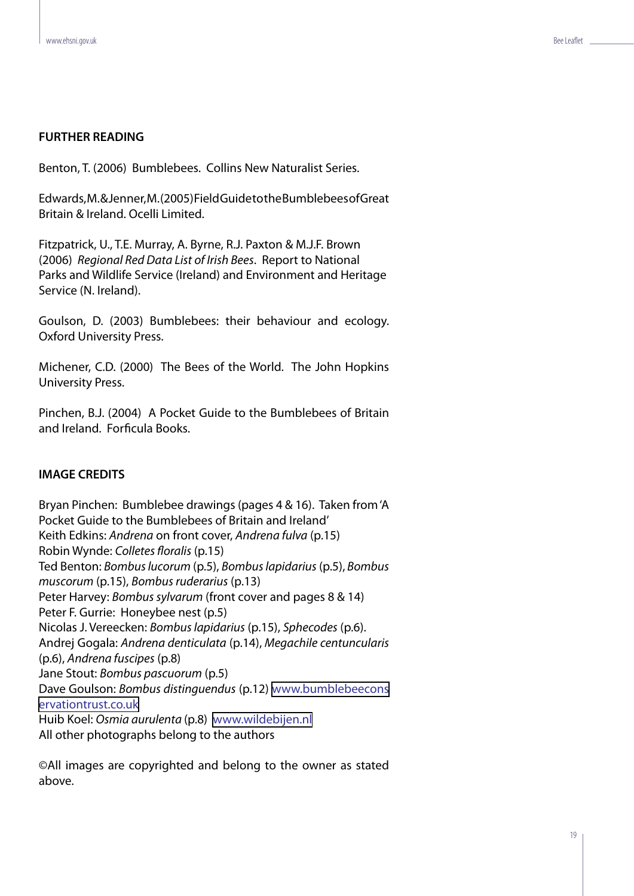## FURTHER READING

Benton, T. (2006) Bumblebees. Collins New Naturalist Series.

Edwards,M.&Jenner,M.(2005)FieldGuidetotheBumblebeesofGreat Britain & Ireland. Ocelli Limited.

Fitzpatrick, U., T.E. Murray, A. Byrne, R.J. Paxton & M.J.F. Brown (2006) *Regional Red Data List of Irish Bees*. Report to National Parks and Wildlife Service (Ireland) and Environment and Heritage Service (N. Ireland).

Goulson, D. (2003) Bumblebees: their behaviour and ecology. Oxford University Press.

Michener, C.D. (2000) The Bees of the World. The John Hopkins University Press.

Pinchen, B.J. (2004) A Pocket Guide to the Bumblebees of Britain and Ireland. Forficula Books.

## IMAGE CREDITS

Bryan Pinchen: Bumblebee drawings (pages 4 & 16). Taken from 'A Pocket Guide to the Bumblebees of Britain and Ireland'
Keith Edkins: *Andrena* on front cover, *Andrena fulva* (p.15)
Robin Wynde: *Colletes floralis* (p.15)
Ted Benton: *Bombus lucorum* (p.5), *Bombus lapidarius* (p.5), *Bombus muscorum* (p.15), *Bombus ruderarius* (p.13)
Peter Harvey: *Bombus sylvarum* (front cover and pages 8 & 14)
Peter F. Gurrie: Honeybee nest (p.5)
Nicolas J. Vereecken: *Bombus lapidarius* (p.15), *Sphecodes* (p.6).
Andrej Gogala: *Andrena denticulata* (p.14), *Megachile centuncularis* (p.6), *Andrena fuscipes* (p.8)
Jane Stout: *Bombus pascuorum* (p.5)
Dave Goulson: *Bombus distinguendus* (p.12) www.bumblebeeconservationtrust.co.uk
Huib Koel: *Osmia aurulenta* (p.8) www.wildebijen.nl
All other photographs belong to the authors

©All images are copyrighted and belong to the owner as stated above.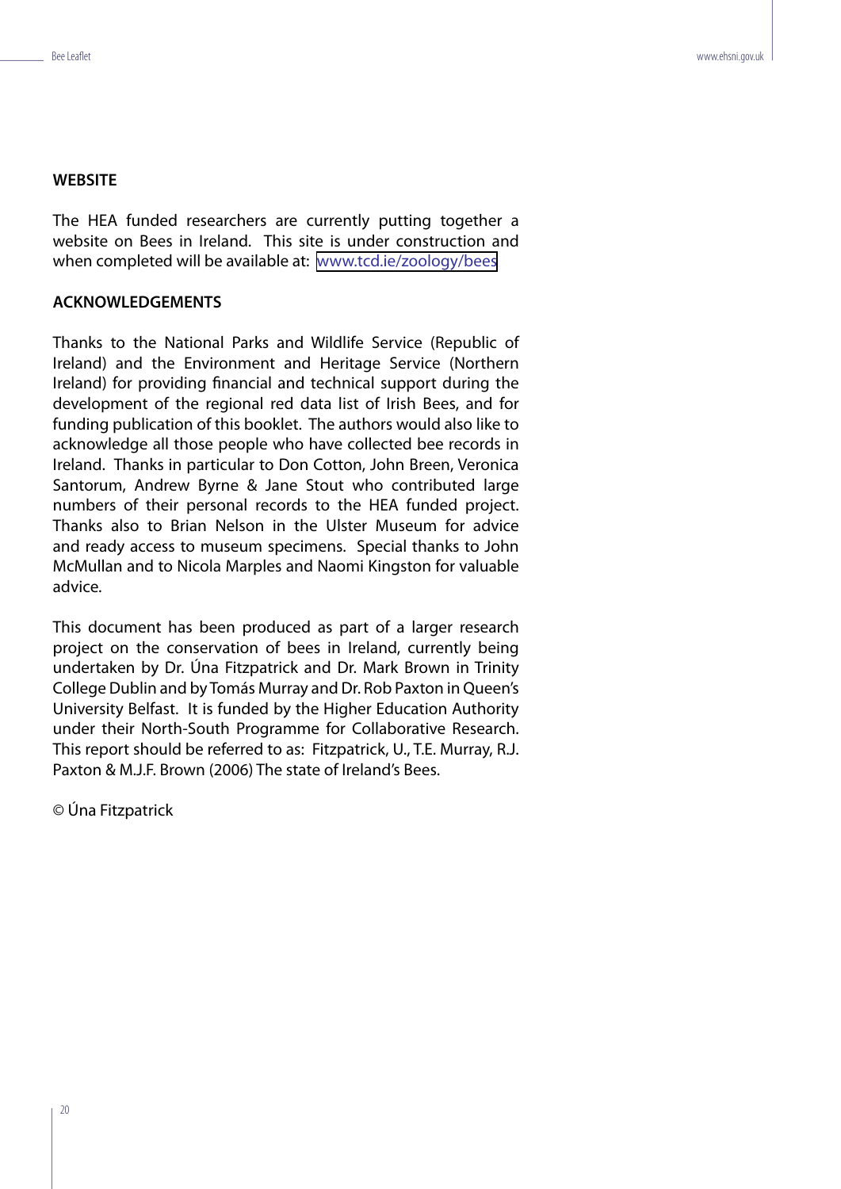## WEBSITE

The HEA funded researchers are currently putting together a website on Bees in Ireland. This site is under construction and when completed will be available at: www.tcd.ie/zoology/bees

## ACKNOWLEDGEMENTS

Thanks to the National Parks and Wildlife Service (Republic of Ireland) and the Environment and Heritage Service (Northern Ireland) for providing financial and technical support during the development of the regional red data list of Irish Bees, and for funding publication of this booklet. The authors would also like to acknowledge all those people who have collected bee records in Ireland. Thanks in particular to Don Cotton, John Breen, Veronica Santorum, Andrew Byrne & Jane Stout who contributed large numbers of their personal records to the HEA funded project. Thanks also to Brian Nelson in the Ulster Museum for advice and ready access to museum specimens. Special thanks to John McMullan and to Nicola Marples and Naomi Kingston for valuable advice.

This document has been produced as part of a larger research project on the conservation of bees in Ireland, currently being undertaken by Dr. Úna Fitzpatrick and Dr. Mark Brown in Trinity College Dublin and by Tomás Murray and Dr. Rob Paxton in Queen's University Belfast. It is funded by the Higher Education Authority under their North-South Programme for Collaborative Research. This report should be referred to as: Fitzpatrick, U., T.E. Murray, R.J. Paxton & M.J.F. Brown (2006) The state of Ireland's Bees.

© Úna Fitzpatrick